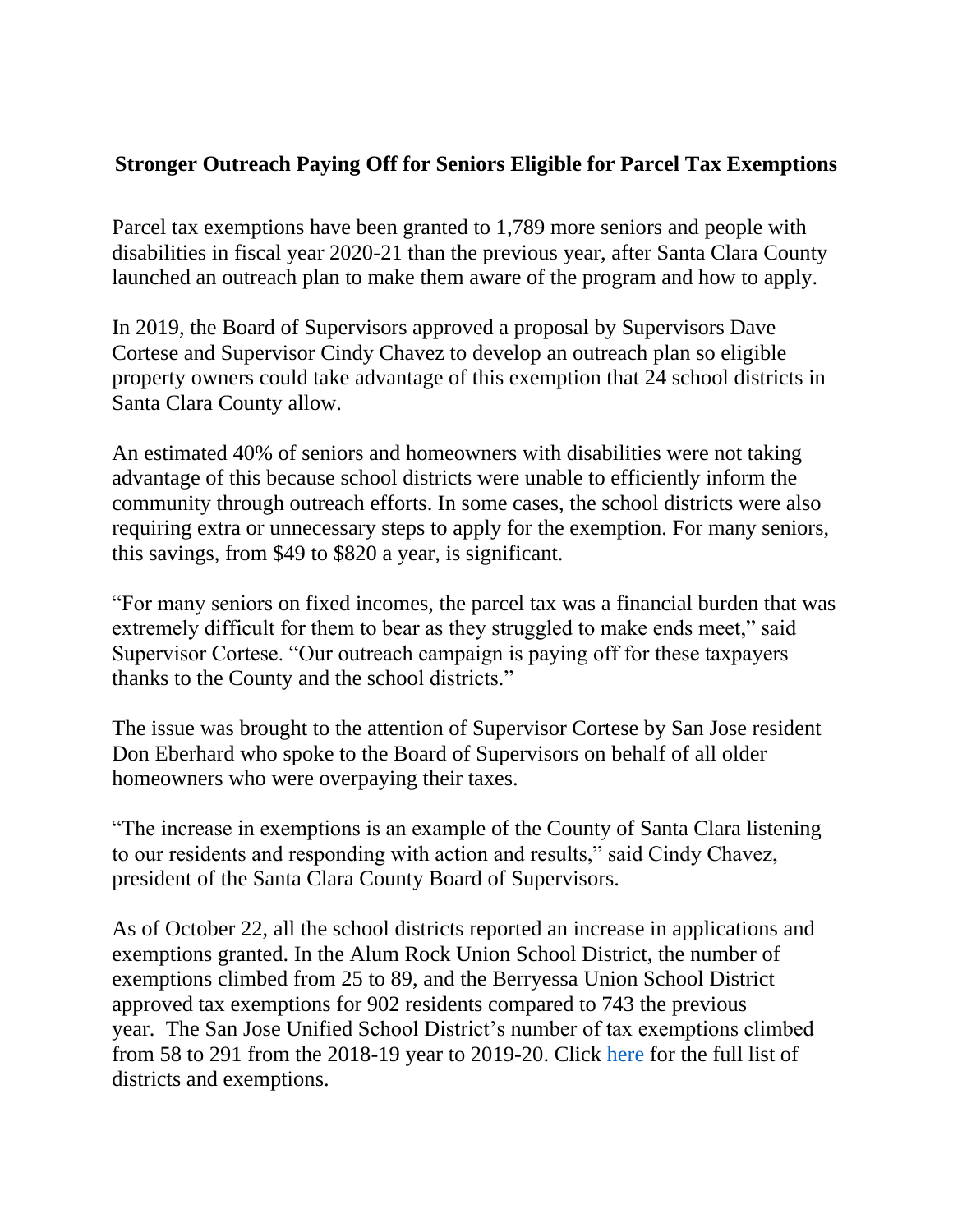# Stronger Outreach Paying Off for Seniors Eligible for Parcel Tax Exemptions

Parcel tax exemptions have been granted to 1,789 more seniors and people with disabilities in fiscal year 2020-21 than the previous year, after Santa Clara County launched an outreach plan to make them aware of the program and how to apply.

In 2019, the Board of Supervisors approved a proposal by Supervisors Dave Cortese and Supervisor Cindy Chavez to develop an outreach plan so eligible property owners could take advantage of this exemption that 24 school districts in Santa Clara County allow.

An estimated 40% of seniors and homeowners with disabilities were not taking advantage of this because school districts were unable to efficiently inform the community through outreach efforts. In some cases, the school districts were also requiring extra or unnecessary steps to apply for the exemption. For many seniors, this savings, from $49 to $820 a year, is significant.

"For many seniors on fixed incomes, the parcel tax was a financial burden that was extremely difficult for them to bear as they struggled to make ends meet," said Supervisor Cortese. "Our outreach campaign is paying off for these taxpayers thanks to the County and the school districts."

The issue was brought to the attention of Supervisor Cortese by San Jose resident Don Eberhard who spoke to the Board of Supervisors on behalf of all older homeowners who were overpaying their taxes.

"The increase in exemptions is an example of the County of Santa Clara listening to our residents and responding with action and results," said Cindy Chavez, president of the Santa Clara County Board of Supervisors.

As of October 22, all the school districts reported an increase in applications and exemptions granted. In the Alum Rock Union School District, the number of exemptions climbed from 25 to 89, and the Berryessa Union School District approved tax exemptions for 902 residents compared to 743 the previous year. The San Jose Unified School District's number of tax exemptions climbed from 58 to 291 from the 2018-19 year to 2019-20. Click [here]() for the full list of districts and exemptions.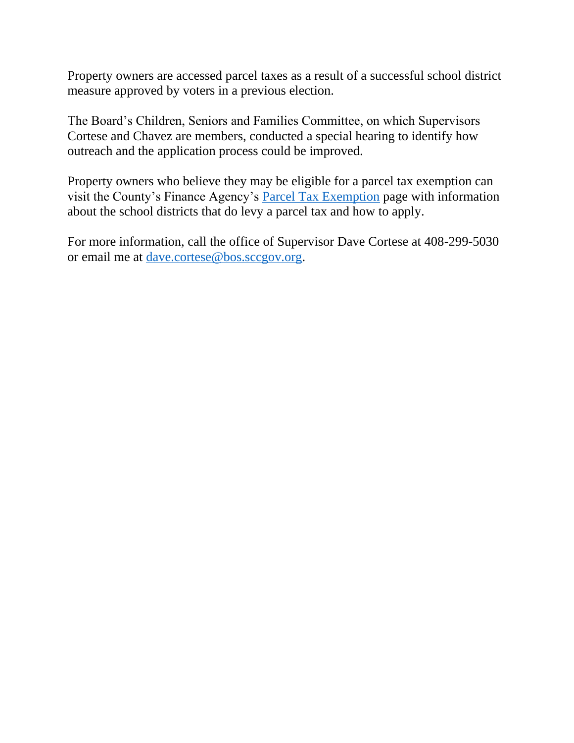Property owners are accessed parcel taxes as a result of a successful school district measure approved by voters in a previous election.

The Board's Children, Seniors and Families Committee, on which Supervisors Cortese and Chavez are members, conducted a special hearing to identify how outreach and the application process could be improved.

Property owners who believe they may be eligible for a parcel tax exemption can visit the County's Finance Agency's Parcel Tax Exemption page with information about the school districts that do levy a parcel tax and how to apply.

For more information, call the office of Supervisor Dave Cortese at 408-299-5030 or email me at dave.cortese@bos.sccgov.org.